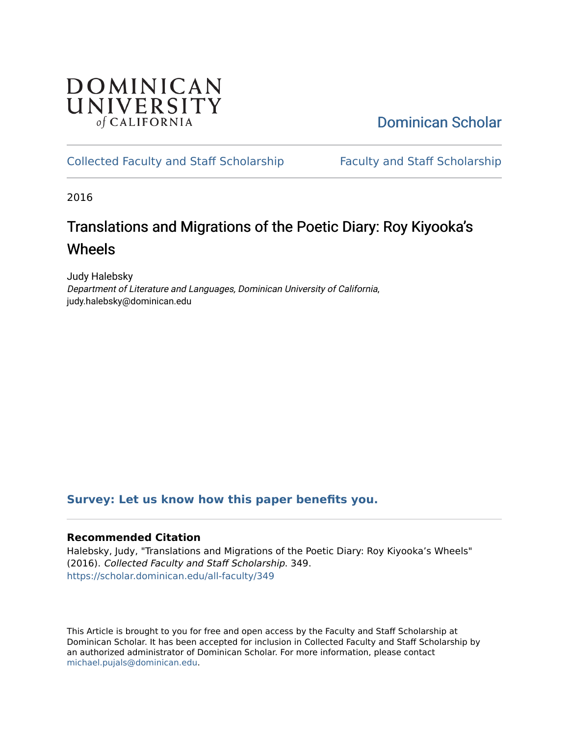DOMINICAN UNIVERSITY of CALIFORNIA

Dominican Scholar

Collected Faculty and Staff Scholarship | Faculty and Staff Scholarship

2016

# Translations and Migrations of the Poetic Diary: Roy Kiyooka's Wheels

Judy Halebsky
*Department of Literature and Languages, Dominican University of California*, judy.halebsky@dominican.edu

**Survey: Let us know how this paper benefits you.**

### Recommended Citation

Halebsky, Judy, "Translations and Migrations of the Poetic Diary: Roy Kiyooka's Wheels" (2016). *Collected Faculty and Staff Scholarship*. 349.
https://scholar.dominican.edu/all-faculty/349

This Article is brought to you for free and open access by the Faculty and Staff Scholarship at Dominican Scholar. It has been accepted for inclusion in Collected Faculty and Staff Scholarship by an authorized administrator of Dominican Scholar. For more information, please contact michael.pujals@dominican.edu.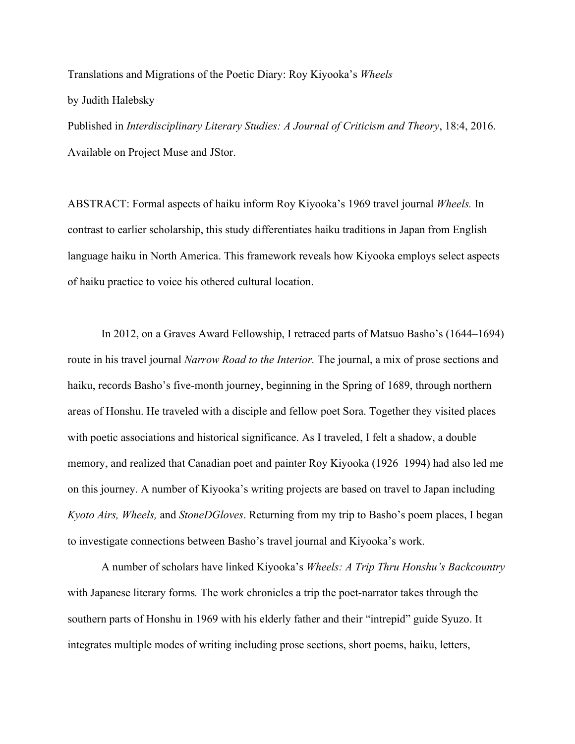Translations and Migrations of the Poetic Diary: Roy Kiyooka's *Wheels*

by Judith Halebsky

Published in *Interdisciplinary Literary Studies: A Journal of Criticism and Theory*, 18:4, 2016. Available on Project Muse and JStor.

ABSTRACT: Formal aspects of haiku inform Roy Kiyooka's 1969 travel journal *Wheels.* In contrast to earlier scholarship, this study differentiates haiku traditions in Japan from English language haiku in North America. This framework reveals how Kiyooka employs select aspects of haiku practice to voice his othered cultural location.

In 2012, on a Graves Award Fellowship, I retraced parts of Matsuo Basho's (1644–1694) route in his travel journal *Narrow Road to the Interior.* The journal, a mix of prose sections and haiku, records Basho's five-month journey, beginning in the Spring of 1689, through northern areas of Honshu. He traveled with a disciple and fellow poet Sora. Together they visited places with poetic associations and historical significance. As I traveled, I felt a shadow, a double memory, and realized that Canadian poet and painter Roy Kiyooka (1926–1994) had also led me on this journey. A number of Kiyooka's writing projects are based on travel to Japan including *Kyoto Airs, Wheels,* and *StoneDGloves*. Returning from my trip to Basho's poem places, I began to investigate connections between Basho's travel journal and Kiyooka's work.

A number of scholars have linked Kiyooka's *Wheels: A Trip Thru Honshu's Backcountry* with Japanese literary forms*.* The work chronicles a trip the poet-narrator takes through the southern parts of Honshu in 1969 with his elderly father and their "intrepid" guide Syuzo. It integrates multiple modes of writing including prose sections, short poems, haiku, letters,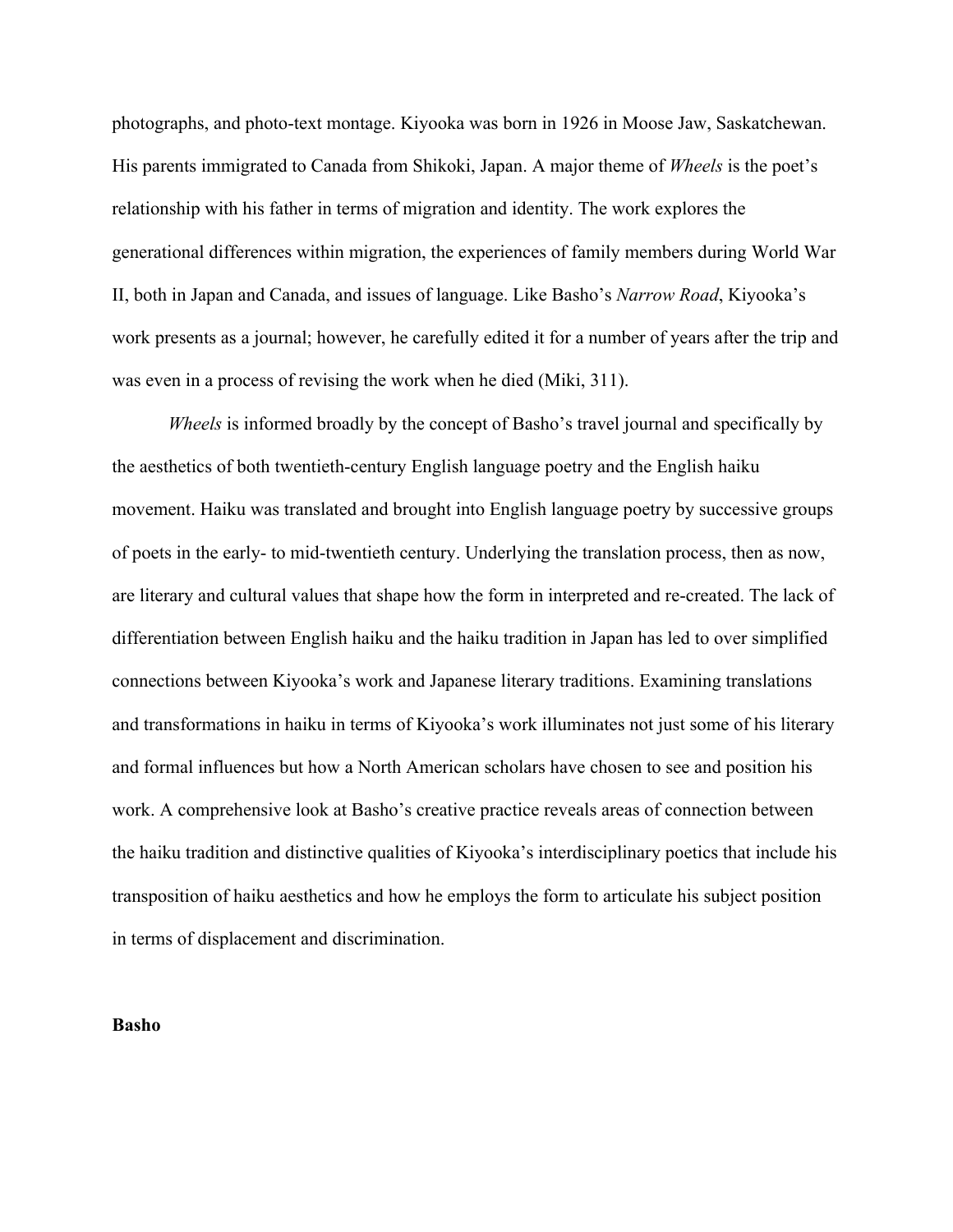photographs, and photo-text montage. Kiyooka was born in 1926 in Moose Jaw, Saskatchewan. His parents immigrated to Canada from Shikoki, Japan. A major theme of *Wheels* is the poet's relationship with his father in terms of migration and identity. The work explores the generational differences within migration, the experiences of family members during World War II, both in Japan and Canada, and issues of language. Like Basho's *Narrow Road*, Kiyooka's work presents as a journal; however, he carefully edited it for a number of years after the trip and was even in a process of revising the work when he died (Miki, 311).

*Wheels* is informed broadly by the concept of Basho's travel journal and specifically by the aesthetics of both twentieth-century English language poetry and the English haiku movement. Haiku was translated and brought into English language poetry by successive groups of poets in the early- to mid-twentieth century. Underlying the translation process, then as now, are literary and cultural values that shape how the form in interpreted and re-created. The lack of differentiation between English haiku and the haiku tradition in Japan has led to over simplified connections between Kiyooka's work and Japanese literary traditions. Examining translations and transformations in haiku in terms of Kiyooka's work illuminates not just some of his literary and formal influences but how a North American scholars have chosen to see and position his work. A comprehensive look at Basho's creative practice reveals areas of connection between the haiku tradition and distinctive qualities of Kiyooka's interdisciplinary poetics that include his transposition of haiku aesthetics and how he employs the form to articulate his subject position in terms of displacement and discrimination.

**Basho**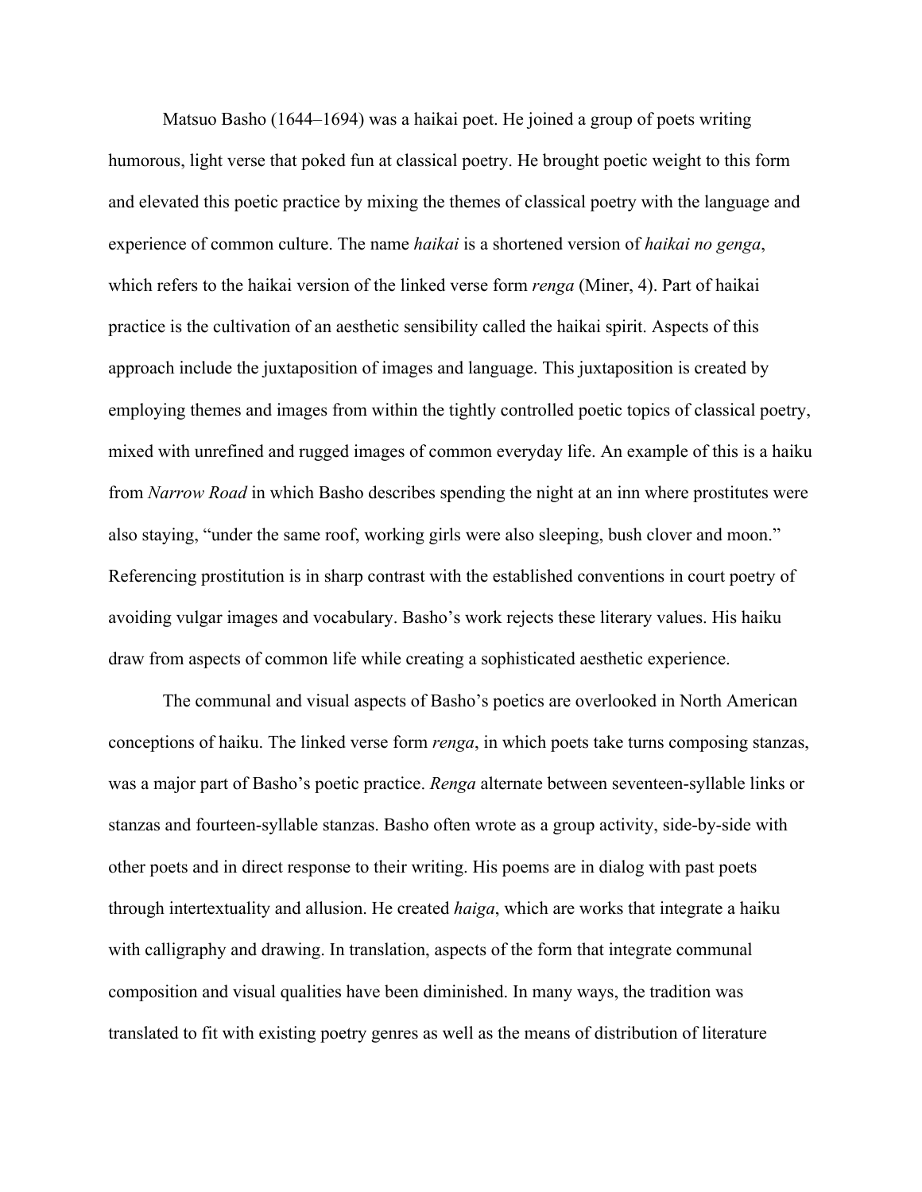Matsuo Basho (1644–1694) was a haikai poet. He joined a group of poets writing humorous, light verse that poked fun at classical poetry. He brought poetic weight to this form and elevated this poetic practice by mixing the themes of classical poetry with the language and experience of common culture. The name *haikai* is a shortened version of *haikai no genga*, which refers to the haikai version of the linked verse form *renga* (Miner, 4). Part of haikai practice is the cultivation of an aesthetic sensibility called the haikai spirit. Aspects of this approach include the juxtaposition of images and language. This juxtaposition is created by employing themes and images from within the tightly controlled poetic topics of classical poetry, mixed with unrefined and rugged images of common everyday life. An example of this is a haiku from *Narrow Road* in which Basho describes spending the night at an inn where prostitutes were also staying, "under the same roof, working girls were also sleeping, bush clover and moon." Referencing prostitution is in sharp contrast with the established conventions in court poetry of avoiding vulgar images and vocabulary. Basho's work rejects these literary values. His haiku draw from aspects of common life while creating a sophisticated aesthetic experience.

The communal and visual aspects of Basho's poetics are overlooked in North American conceptions of haiku. The linked verse form *renga*, in which poets take turns composing stanzas, was a major part of Basho's poetic practice. *Renga* alternate between seventeen-syllable links or stanzas and fourteen-syllable stanzas. Basho often wrote as a group activity, side-by-side with other poets and in direct response to their writing. His poems are in dialog with past poets through intertextuality and allusion. He created *haiga*, which are works that integrate a haiku with calligraphy and drawing. In translation, aspects of the form that integrate communal composition and visual qualities have been diminished. In many ways, the tradition was translated to fit with existing poetry genres as well as the means of distribution of literature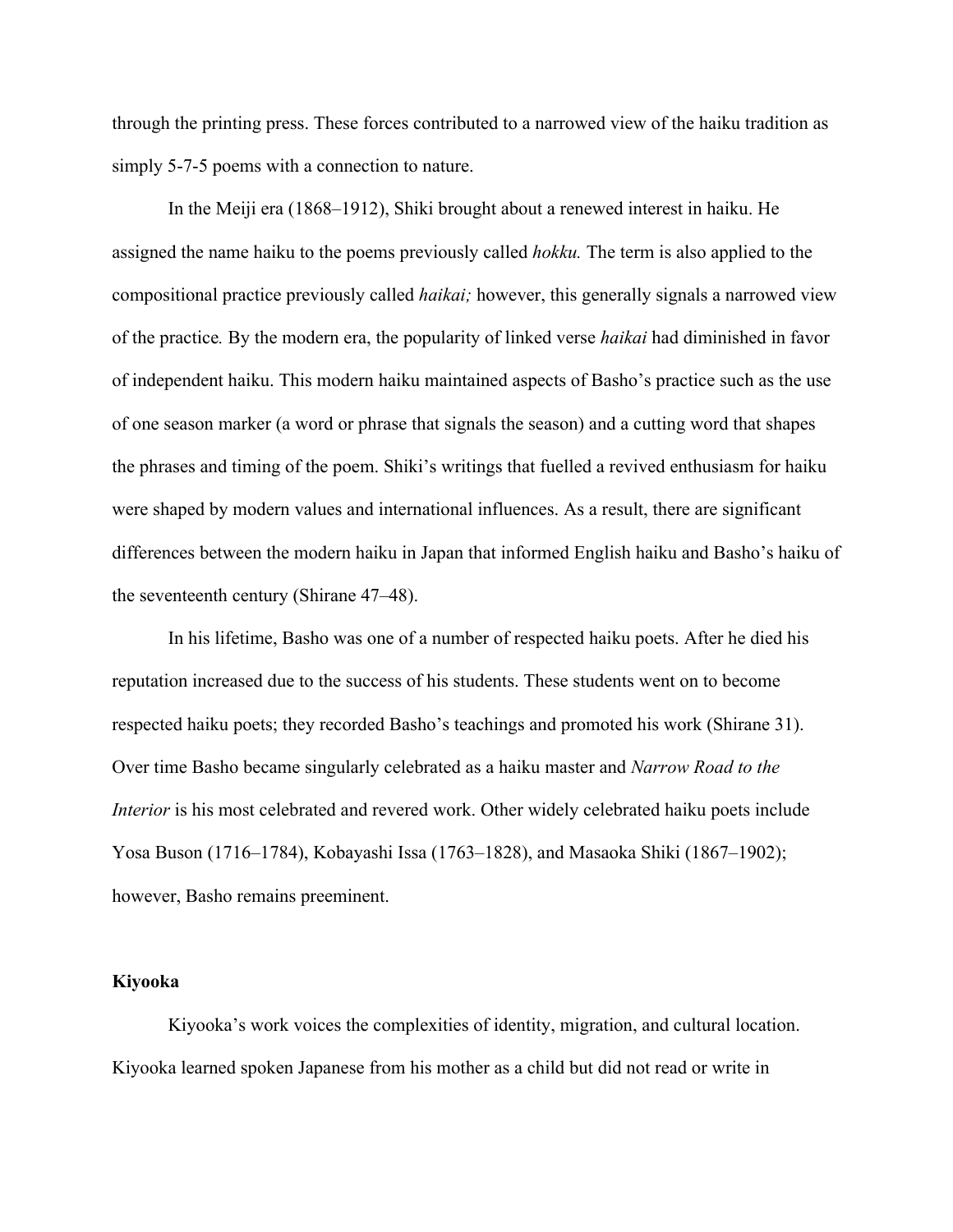through the printing press. These forces contributed to a narrowed view of the haiku tradition as simply 5-7-5 poems with a connection to nature.

In the Meiji era (1868–1912), Shiki brought about a renewed interest in haiku. He assigned the name haiku to the poems previously called *hokku.* The term is also applied to the compositional practice previously called *haikai;* however, this generally signals a narrowed view of the practice*.* By the modern era, the popularity of linked verse *haikai* had diminished in favor of independent haiku. This modern haiku maintained aspects of Basho's practice such as the use of one season marker (a word or phrase that signals the season) and a cutting word that shapes the phrases and timing of the poem. Shiki's writings that fuelled a revived enthusiasm for haiku were shaped by modern values and international influences. As a result, there are significant differences between the modern haiku in Japan that informed English haiku and Basho's haiku of the seventeenth century (Shirane 47–48).

In his lifetime, Basho was one of a number of respected haiku poets. After he died his reputation increased due to the success of his students. These students went on to become respected haiku poets; they recorded Basho's teachings and promoted his work (Shirane 31). Over time Basho became singularly celebrated as a haiku master and *Narrow Road to the Interior* is his most celebrated and revered work. Other widely celebrated haiku poets include Yosa Buson (1716–1784), Kobayashi Issa (1763–1828), and Masaoka Shiki (1867–1902); however, Basho remains preeminent.

**Kiyooka**

Kiyooka's work voices the complexities of identity, migration, and cultural location. Kiyooka learned spoken Japanese from his mother as a child but did not read or write in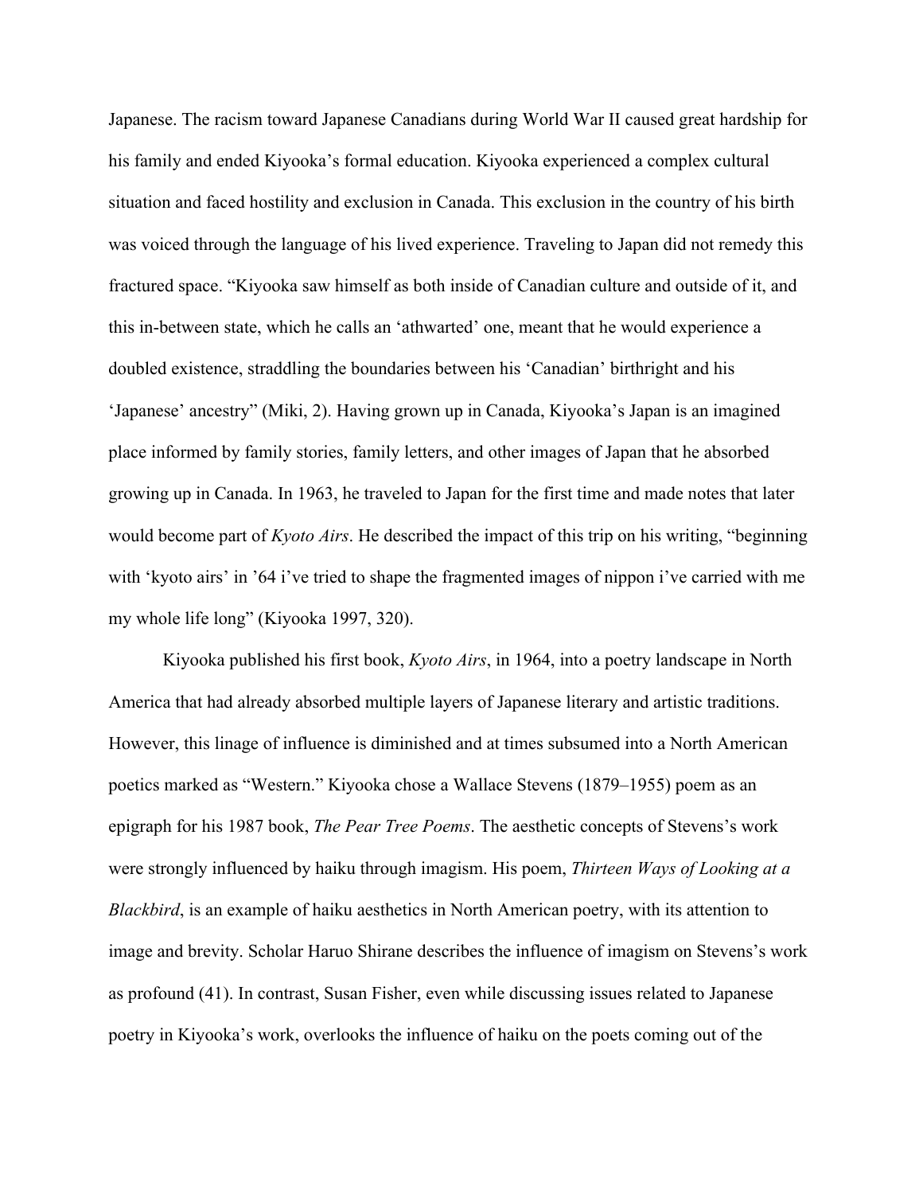Japanese. The racism toward Japanese Canadians during World War II caused great hardship for his family and ended Kiyooka's formal education. Kiyooka experienced a complex cultural situation and faced hostility and exclusion in Canada. This exclusion in the country of his birth was voiced through the language of his lived experience. Traveling to Japan did not remedy this fractured space. "Kiyooka saw himself as both inside of Canadian culture and outside of it, and this in-between state, which he calls an 'athwarted' one, meant that he would experience a doubled existence, straddling the boundaries between his 'Canadian' birthright and his 'Japanese' ancestry" (Miki, 2). Having grown up in Canada, Kiyooka's Japan is an imagined place informed by family stories, family letters, and other images of Japan that he absorbed growing up in Canada. In 1963, he traveled to Japan for the first time and made notes that later would become part of *Kyoto Airs*. He described the impact of this trip on his writing, "beginning with 'kyoto airs' in '64 i've tried to shape the fragmented images of nippon i've carried with me my whole life long" (Kiyooka 1997, 320).

Kiyooka published his first book, *Kyoto Airs*, in 1964, into a poetry landscape in North America that had already absorbed multiple layers of Japanese literary and artistic traditions. However, this linage of influence is diminished and at times subsumed into a North American poetics marked as "Western." Kiyooka chose a Wallace Stevens (1879–1955) poem as an epigraph for his 1987 book, *The Pear Tree Poems*. The aesthetic concepts of Stevens's work were strongly influenced by haiku through imagism. His poem, *Thirteen Ways of Looking at a Blackbird*, is an example of haiku aesthetics in North American poetry, with its attention to image and brevity. Scholar Haruo Shirane describes the influence of imagism on Stevens's work as profound (41). In contrast, Susan Fisher, even while discussing issues related to Japanese poetry in Kiyooka's work, overlooks the influence of haiku on the poets coming out of the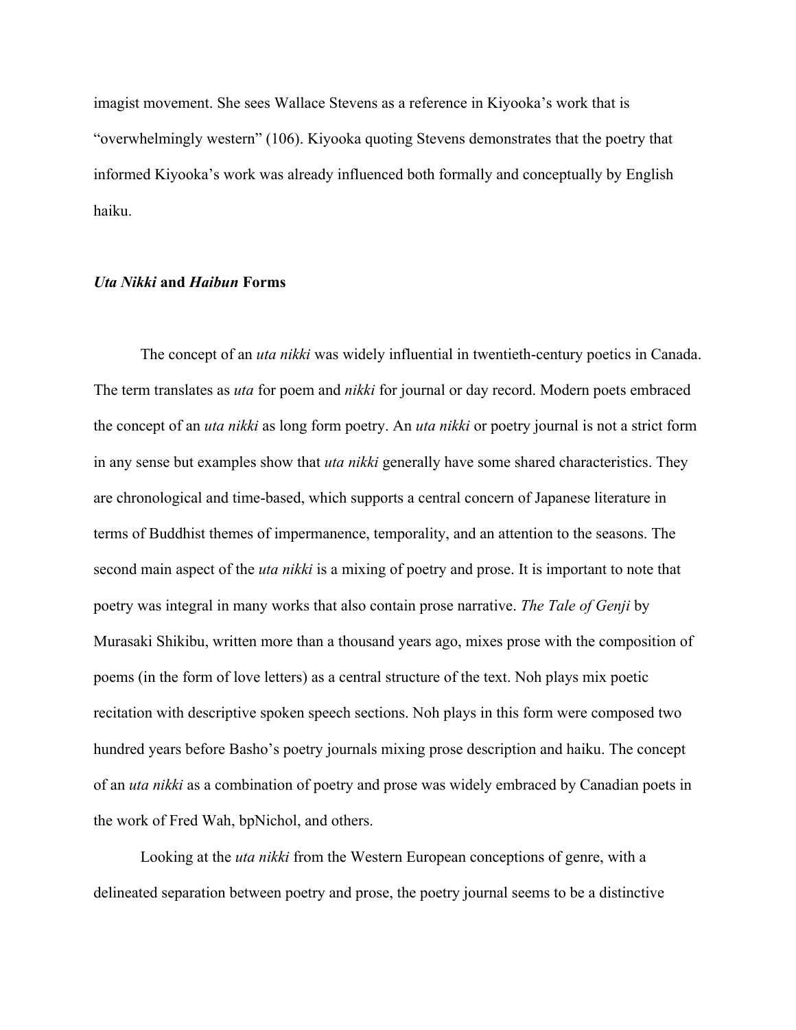imagist movement. She sees Wallace Stevens as a reference in Kiyooka's work that is "overwhelmingly western" (106). Kiyooka quoting Stevens demonstrates that the poetry that informed Kiyooka's work was already influenced both formally and conceptually by English haiku.

## *Uta Nikki* and *Haibun* Forms

The concept of an *uta nikki* was widely influential in twentieth-century poetics in Canada. The term translates as *uta* for poem and *nikki* for journal or day record. Modern poets embraced the concept of an *uta nikki* as long form poetry. An *uta nikki* or poetry journal is not a strict form in any sense but examples show that *uta nikki* generally have some shared characteristics. They are chronological and time-based, which supports a central concern of Japanese literature in terms of Buddhist themes of impermanence, temporality, and an attention to the seasons. The second main aspect of the *uta nikki* is a mixing of poetry and prose. It is important to note that poetry was integral in many works that also contain prose narrative. *The Tale of Genji* by Murasaki Shikibu, written more than a thousand years ago, mixes prose with the composition of poems (in the form of love letters) as a central structure of the text. Noh plays mix poetic recitation with descriptive spoken speech sections. Noh plays in this form were composed two hundred years before Basho's poetry journals mixing prose description and haiku. The concept of an *uta nikki* as a combination of poetry and prose was widely embraced by Canadian poets in the work of Fred Wah, bpNichol, and others.

Looking at the *uta nikki* from the Western European conceptions of genre, with a delineated separation between poetry and prose, the poetry journal seems to be a distinctive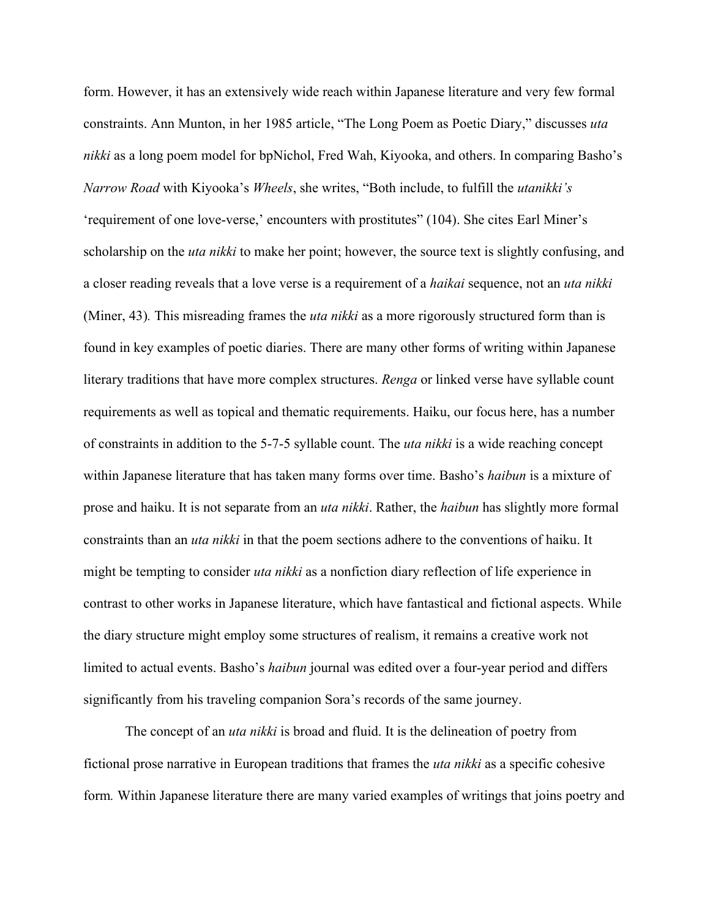form. However, it has an extensively wide reach within Japanese literature and very few formal constraints. Ann Munton, in her 1985 article, "The Long Poem as Poetic Diary," discusses *uta nikki* as a long poem model for bpNichol, Fred Wah, Kiyooka, and others. In comparing Basho's *Narrow Road* with Kiyooka's *Wheels*, she writes, "Both include, to fulfill the *utanikki's* 'requirement of one love-verse,' encounters with prostitutes" (104). She cites Earl Miner's scholarship on the *uta nikki* to make her point; however, the source text is slightly confusing, and a closer reading reveals that a love verse is a requirement of a *haikai* sequence, not an *uta nikki* (Miner, 43). This misreading frames the *uta nikki* as a more rigorously structured form than is found in key examples of poetic diaries. There are many other forms of writing within Japanese literary traditions that have more complex structures. *Renga* or linked verse have syllable count requirements as well as topical and thematic requirements. Haiku, our focus here, has a number of constraints in addition to the 5-7-5 syllable count. The *uta nikki* is a wide reaching concept within Japanese literature that has taken many forms over time. Basho's *haibun* is a mixture of prose and haiku. It is not separate from an *uta nikki*. Rather, the *haibun* has slightly more formal constraints than an *uta nikki* in that the poem sections adhere to the conventions of haiku. It might be tempting to consider *uta nikki* as a nonfiction diary reflection of life experience in contrast to other works in Japanese literature, which have fantastical and fictional aspects. While the diary structure might employ some structures of realism, it remains a creative work not limited to actual events. Basho's *haibun* journal was edited over a four-year period and differs significantly from his traveling companion Sora's records of the same journey.

The concept of an *uta nikki* is broad and fluid. It is the delineation of poetry from fictional prose narrative in European traditions that frames the *uta nikki* as a specific cohesive form. Within Japanese literature there are many varied examples of writings that joins poetry and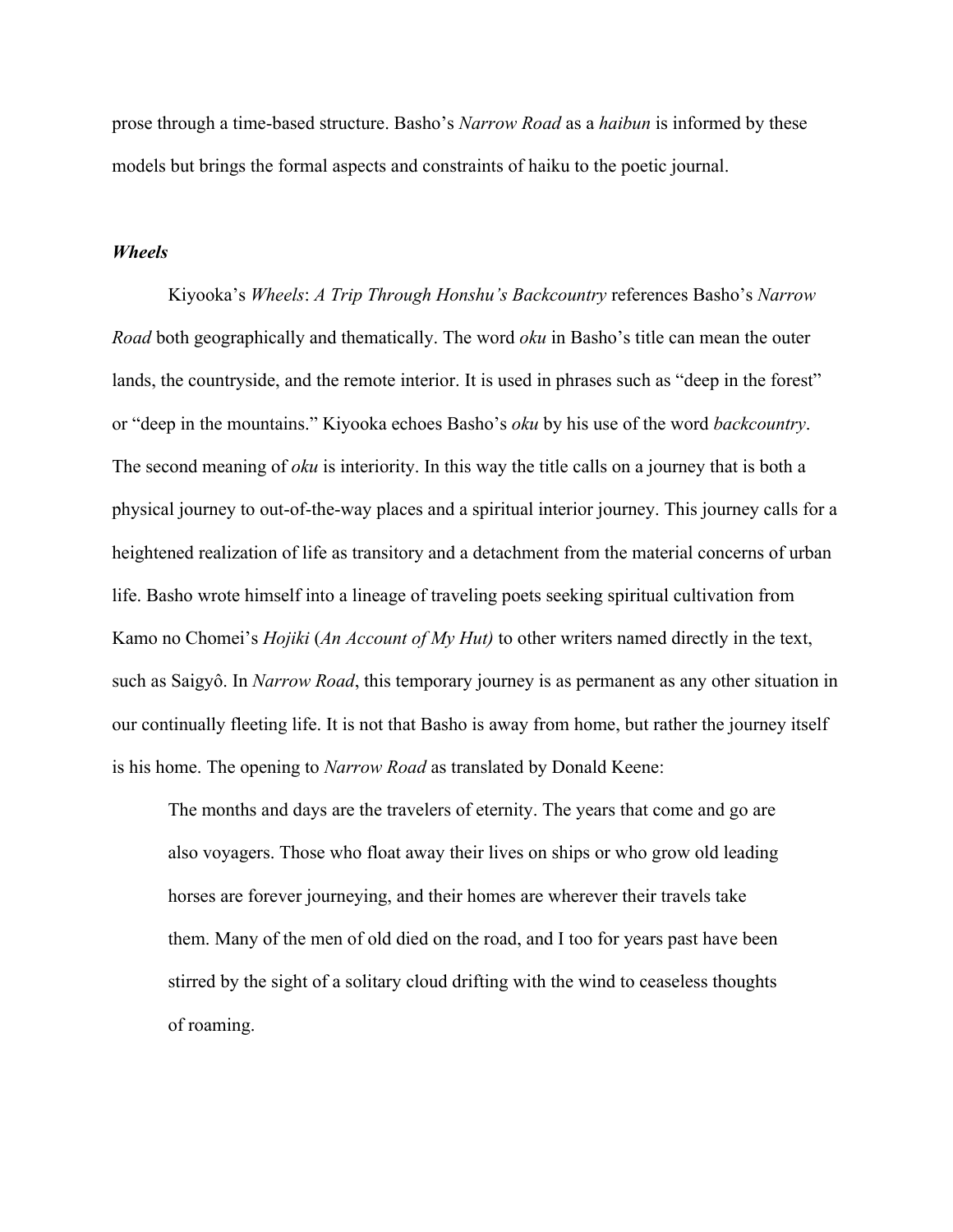prose through a time-based structure. Basho's *Narrow Road* as a *haibun* is informed by these models but brings the formal aspects and constraints of haiku to the poetic journal.

### *Wheels*

Kiyooka's *Wheels*: *A Trip Through Honshu's Backcountry* references Basho's *Narrow Road* both geographically and thematically. The word *oku* in Basho's title can mean the outer lands, the countryside, and the remote interior. It is used in phrases such as "deep in the forest" or "deep in the mountains." Kiyooka echoes Basho's *oku* by his use of the word *backcountry*. The second meaning of *oku* is interiority. In this way the title calls on a journey that is both a physical journey to out-of-the-way places and a spiritual interior journey. This journey calls for a heightened realization of life as transitory and a detachment from the material concerns of urban life. Basho wrote himself into a lineage of traveling poets seeking spiritual cultivation from Kamo no Chomei's *Hojiki* (*An Account of My Hut)* to other writers named directly in the text, such as Saigyô. In *Narrow Road*, this temporary journey is as permanent as any other situation in our continually fleeting life. It is not that Basho is away from home, but rather the journey itself is his home. The opening to *Narrow Road* as translated by Donald Keene:

> The months and days are the travelers of eternity. The years that come and go are also voyagers. Those who float away their lives on ships or who grow old leading horses are forever journeying, and their homes are wherever their travels take them. Many of the men of old died on the road, and I too for years past have been stirred by the sight of a solitary cloud drifting with the wind to ceaseless thoughts of roaming.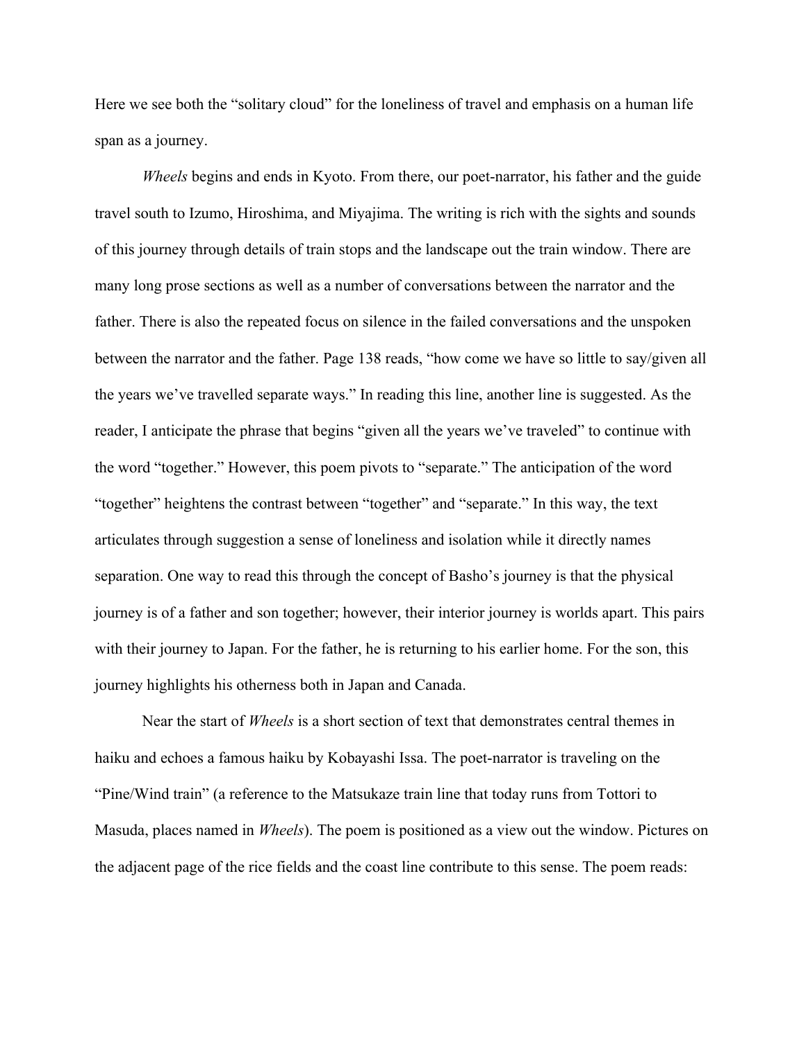Here we see both the "solitary cloud" for the loneliness of travel and emphasis on a human life span as a journey.

*Wheels* begins and ends in Kyoto. From there, our poet-narrator, his father and the guide travel south to Izumo, Hiroshima, and Miyajima. The writing is rich with the sights and sounds of this journey through details of train stops and the landscape out the train window. There are many long prose sections as well as a number of conversations between the narrator and the father. There is also the repeated focus on silence in the failed conversations and the unspoken between the narrator and the father. Page 138 reads, "how come we have so little to say/given all the years we've travelled separate ways." In reading this line, another line is suggested. As the reader, I anticipate the phrase that begins "given all the years we've traveled" to continue with the word "together." However, this poem pivots to "separate." The anticipation of the word "together" heightens the contrast between "together" and "separate." In this way, the text articulates through suggestion a sense of loneliness and isolation while it directly names separation. One way to read this through the concept of Basho's journey is that the physical journey is of a father and son together; however, their interior journey is worlds apart. This pairs with their journey to Japan. For the father, he is returning to his earlier home. For the son, this journey highlights his otherness both in Japan and Canada.

Near the start of *Wheels* is a short section of text that demonstrates central themes in haiku and echoes a famous haiku by Kobayashi Issa. The poet-narrator is traveling on the "Pine/Wind train" (a reference to the Matsukaze train line that today runs from Tottori to Masuda, places named in *Wheels*). The poem is positioned as a view out the window. Pictures on the adjacent page of the rice fields and the coast line contribute to this sense. The poem reads: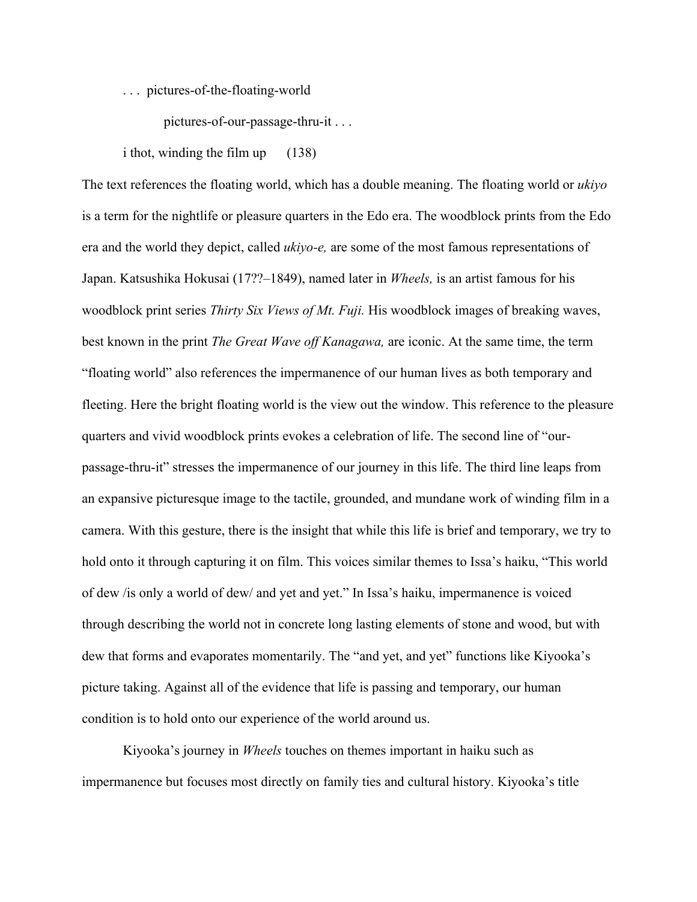. . .  pictures-of-the-floating-world

pictures-of-our-passage-thru-it . . .

i thot, winding the film up      (138)

The text references the floating world, which has a double meaning. The floating world or *ukiyo* is a term for the nightlife or pleasure quarters in the Edo era. The woodblock prints from the Edo era and the world they depict, called *ukiyo-e,* are some of the most famous representations of Japan. Katsushika Hokusai (17??–1849), named later in *Wheels,* is an artist famous for his woodblock print series *Thirty Six Views of Mt. Fuji.* His woodblock images of breaking waves, best known in the print *The Great Wave off Kanagawa,* are iconic. At the same time, the term "floating world" also references the impermanence of our human lives as both temporary and fleeting. Here the bright floating world is the view out the window. This reference to the pleasure quarters and vivid woodblock prints evokes a celebration of life. The second line of "our-passage-thru-it" stresses the impermanence of our journey in this life. The third line leaps from an expansive picturesque image to the tactile, grounded, and mundane work of winding film in a camera. With this gesture, there is the insight that while this life is brief and temporary, we try to hold onto it through capturing it on film. This voices similar themes to Issa's haiku, "This world of dew /is only a world of dew/ and yet and yet." In Issa's haiku, impermanence is voiced through describing the world not in concrete long lasting elements of stone and wood, but with dew that forms and evaporates momentarily. The "and yet, and yet" functions like Kiyooka's picture taking. Against all of the evidence that life is passing and temporary, our human condition is to hold onto our experience of the world around us.

Kiyooka's journey in *Wheels* touches on themes important in haiku such as impermanence but focuses most directly on family ties and cultural history. Kiyooka's title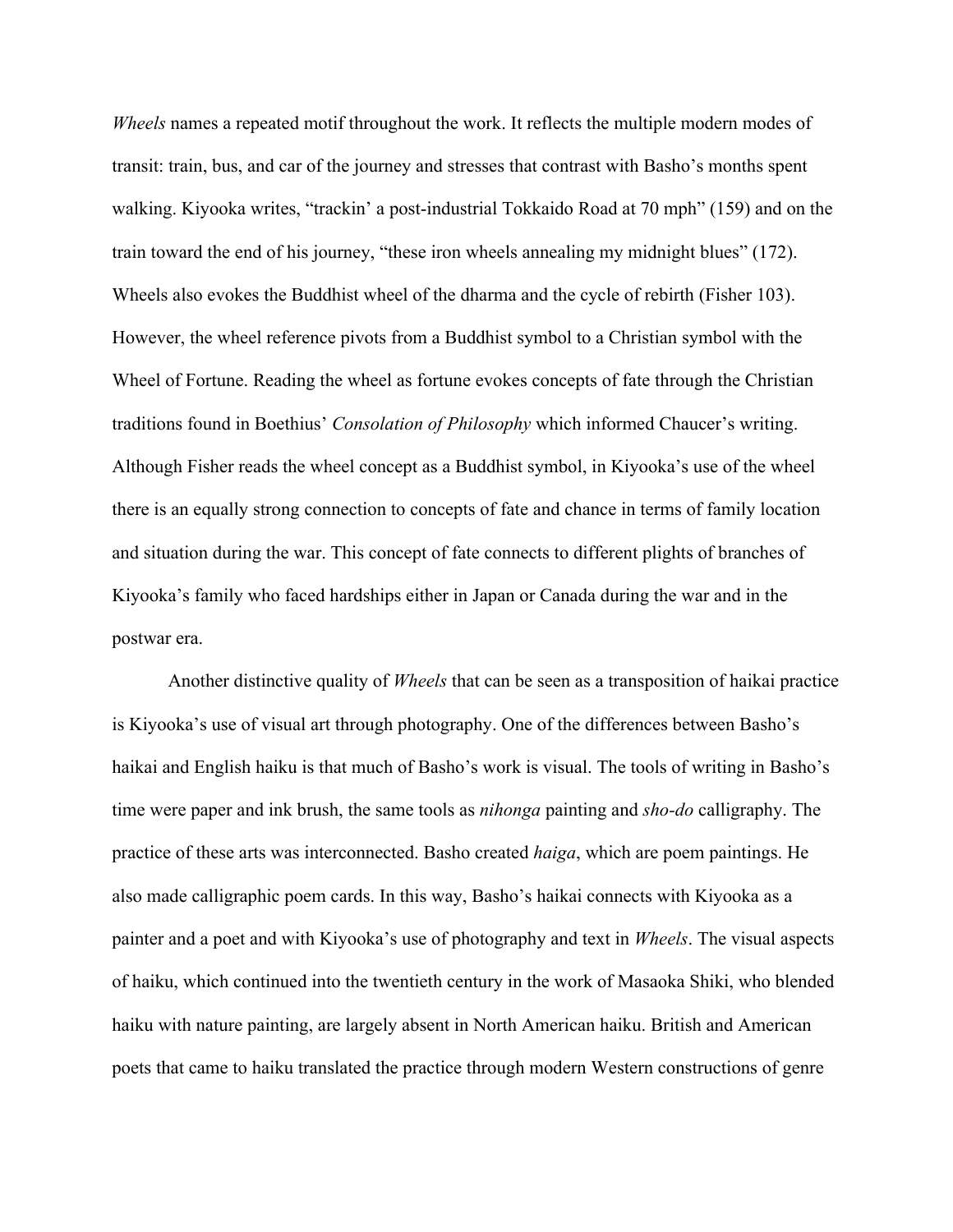*Wheels* names a repeated motif throughout the work. It reflects the multiple modern modes of transit: train, bus, and car of the journey and stresses that contrast with Basho's months spent walking. Kiyooka writes, "trackin' a post-industrial Tokkaido Road at 70 mph" (159) and on the train toward the end of his journey, "these iron wheels annealing my midnight blues" (172). Wheels also evokes the Buddhist wheel of the dharma and the cycle of rebirth (Fisher 103). However, the wheel reference pivots from a Buddhist symbol to a Christian symbol with the Wheel of Fortune. Reading the wheel as fortune evokes concepts of fate through the Christian traditions found in Boethius' *Consolation of Philosophy* which informed Chaucer's writing. Although Fisher reads the wheel concept as a Buddhist symbol, in Kiyooka's use of the wheel there is an equally strong connection to concepts of fate and chance in terms of family location and situation during the war. This concept of fate connects to different plights of branches of Kiyooka's family who faced hardships either in Japan or Canada during the war and in the postwar era.

Another distinctive quality of *Wheels* that can be seen as a transposition of haikai practice is Kiyooka's use of visual art through photography. One of the differences between Basho's haikai and English haiku is that much of Basho's work is visual. The tools of writing in Basho's time were paper and ink brush, the same tools as *nihonga* painting and *sho-do* calligraphy. The practice of these arts was interconnected. Basho created *haiga*, which are poem paintings. He also made calligraphic poem cards. In this way, Basho's haikai connects with Kiyooka as a painter and a poet and with Kiyooka's use of photography and text in *Wheels*. The visual aspects of haiku, which continued into the twentieth century in the work of Masaoka Shiki, who blended haiku with nature painting, are largely absent in North American haiku. British and American poets that came to haiku translated the practice through modern Western constructions of genre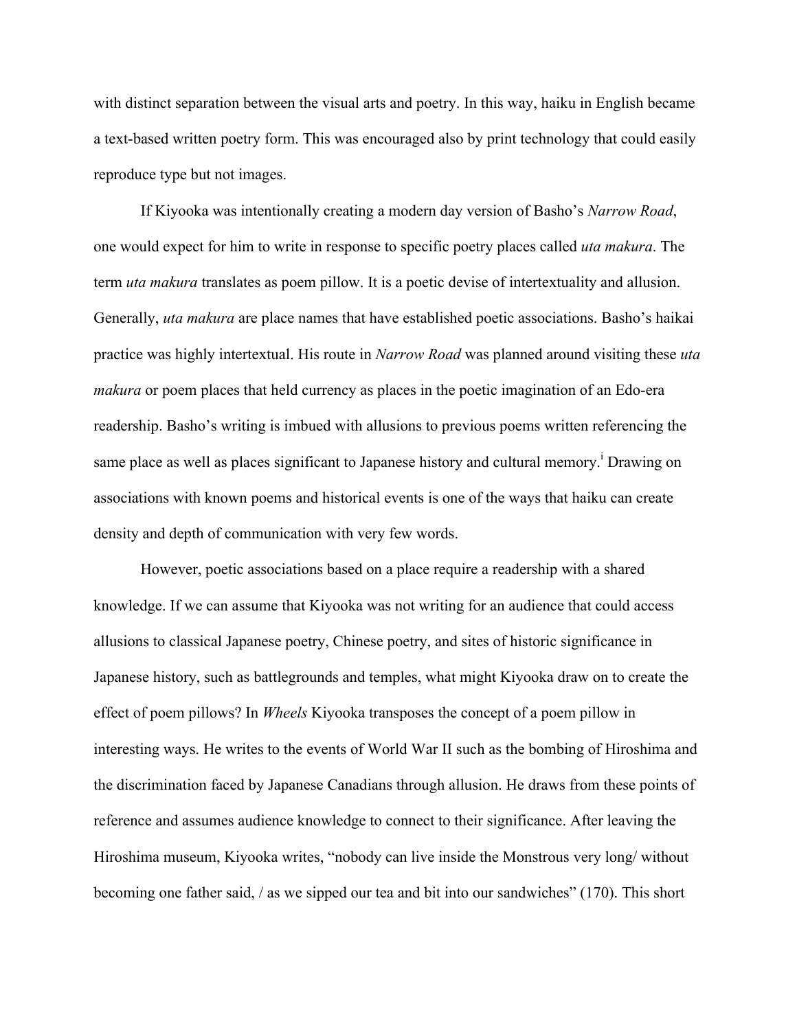with distinct separation between the visual arts and poetry. In this way, haiku in English became a text-based written poetry form. This was encouraged also by print technology that could easily reproduce type but not images.

If Kiyooka was intentionally creating a modern day version of Basho's *Narrow Road*, one would expect for him to write in response to specific poetry places called *uta makura*. The term *uta makura* translates as poem pillow. It is a poetic devise of intertextuality and allusion. Generally, *uta makura* are place names that have established poetic associations. Basho's haikai practice was highly intertextual. His route in *Narrow Road* was planned around visiting these *uta makura* or poem places that held currency as places in the poetic imagination of an Edo-era readership. Basho's writing is imbued with allusions to previous poems written referencing the same place as well as places significant to Japanese history and cultural memory.[i] Drawing on associations with known poems and historical events is one of the ways that haiku can create density and depth of communication with very few words.

However, poetic associations based on a place require a readership with a shared knowledge. If we can assume that Kiyooka was not writing for an audience that could access allusions to classical Japanese poetry, Chinese poetry, and sites of historic significance in Japanese history, such as battlegrounds and temples, what might Kiyooka draw on to create the effect of poem pillows? In *Wheels* Kiyooka transposes the concept of a poem pillow in interesting ways. He writes to the events of World War II such as the bombing of Hiroshima and the discrimination faced by Japanese Canadians through allusion. He draws from these points of reference and assumes audience knowledge to connect to their significance. After leaving the Hiroshima museum, Kiyooka writes, "nobody can live inside the Monstrous very long/ without becoming one father said, / as we sipped our tea and bit into our sandwiches" (170). This short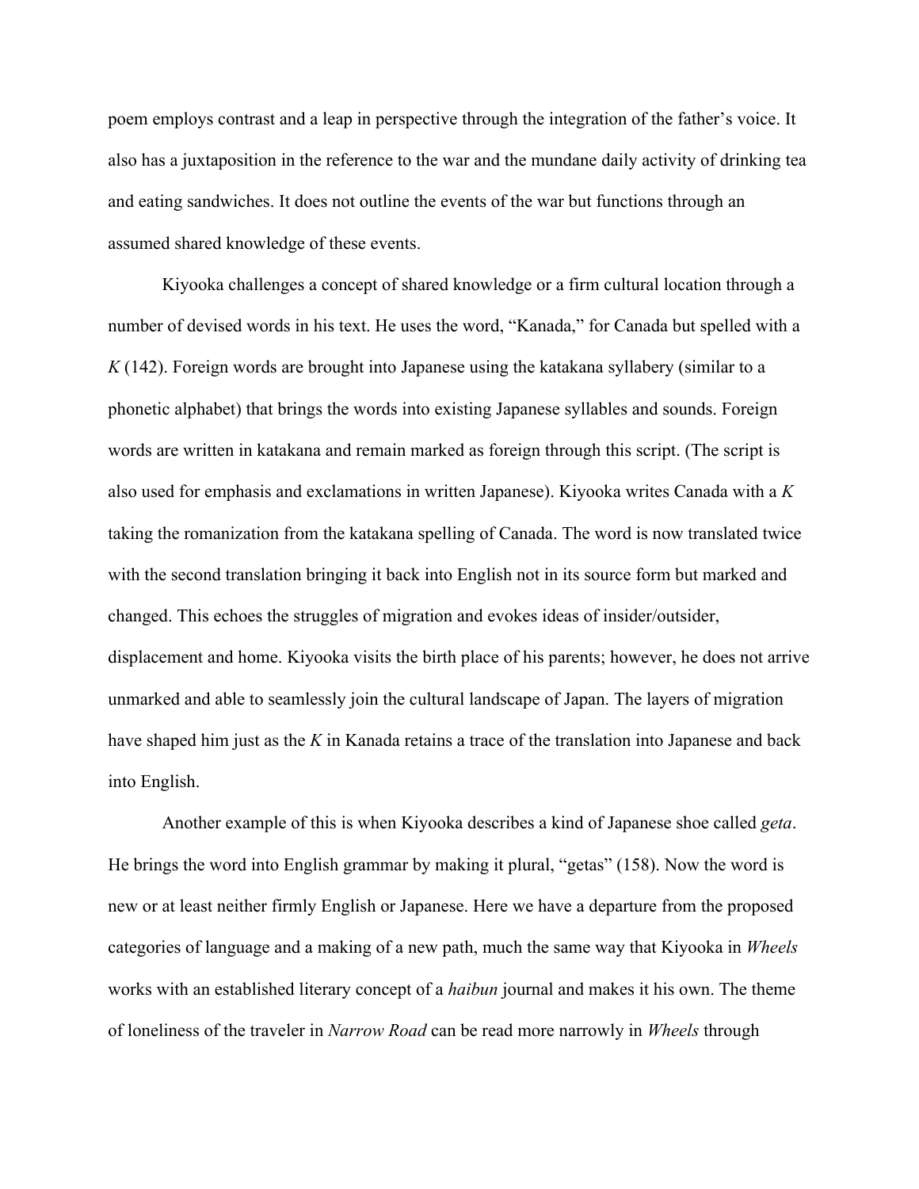poem employs contrast and a leap in perspective through the integration of the father's voice. It also has a juxtaposition in the reference to the war and the mundane daily activity of drinking tea and eating sandwiches. It does not outline the events of the war but functions through an assumed shared knowledge of these events.

Kiyooka challenges a concept of shared knowledge or a firm cultural location through a number of devised words in his text. He uses the word, "Kanada," for Canada but spelled with a *K* (142). Foreign words are brought into Japanese using the katakana syllabery (similar to a phonetic alphabet) that brings the words into existing Japanese syllables and sounds. Foreign words are written in katakana and remain marked as foreign through this script. (The script is also used for emphasis and exclamations in written Japanese). Kiyooka writes Canada with a *K* taking the romanization from the katakana spelling of Canada. The word is now translated twice with the second translation bringing it back into English not in its source form but marked and changed. This echoes the struggles of migration and evokes ideas of insider/outsider, displacement and home. Kiyooka visits the birth place of his parents; however, he does not arrive unmarked and able to seamlessly join the cultural landscape of Japan. The layers of migration have shaped him just as the *K* in Kanada retains a trace of the translation into Japanese and back into English.

Another example of this is when Kiyooka describes a kind of Japanese shoe called *geta*. He brings the word into English grammar by making it plural, "getas" (158). Now the word is new or at least neither firmly English or Japanese. Here we have a departure from the proposed categories of language and a making of a new path, much the same way that Kiyooka in *Wheels* works with an established literary concept of a *haibun* journal and makes it his own. The theme of loneliness of the traveler in *Narrow Road* can be read more narrowly in *Wheels* through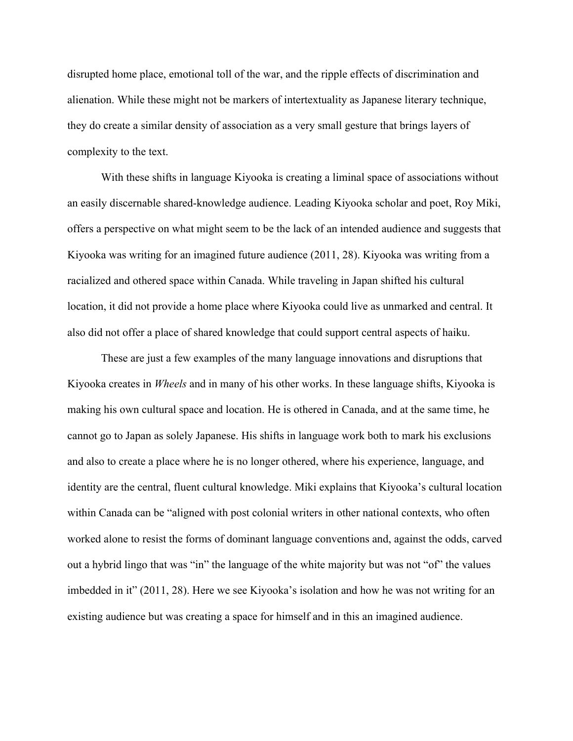disrupted home place, emotional toll of the war, and the ripple effects of discrimination and alienation. While these might not be markers of intertextuality as Japanese literary technique, they do create a similar density of association as a very small gesture that brings layers of complexity to the text.

With these shifts in language Kiyooka is creating a liminal space of associations without an easily discernable shared-knowledge audience. Leading Kiyooka scholar and poet, Roy Miki, offers a perspective on what might seem to be the lack of an intended audience and suggests that Kiyooka was writing for an imagined future audience (2011, 28). Kiyooka was writing from a racialized and othered space within Canada. While traveling in Japan shifted his cultural location, it did not provide a home place where Kiyooka could live as unmarked and central. It also did not offer a place of shared knowledge that could support central aspects of haiku.

These are just a few examples of the many language innovations and disruptions that Kiyooka creates in *Wheels* and in many of his other works. In these language shifts, Kiyooka is making his own cultural space and location. He is othered in Canada, and at the same time, he cannot go to Japan as solely Japanese. His shifts in language work both to mark his exclusions and also to create a place where he is no longer othered, where his experience, language, and identity are the central, fluent cultural knowledge. Miki explains that Kiyooka's cultural location within Canada can be "aligned with post colonial writers in other national contexts, who often worked alone to resist the forms of dominant language conventions and, against the odds, carved out a hybrid lingo that was "in" the language of the white majority but was not "of" the values imbedded in it" (2011, 28). Here we see Kiyooka's isolation and how he was not writing for an existing audience but was creating a space for himself and in this an imagined audience.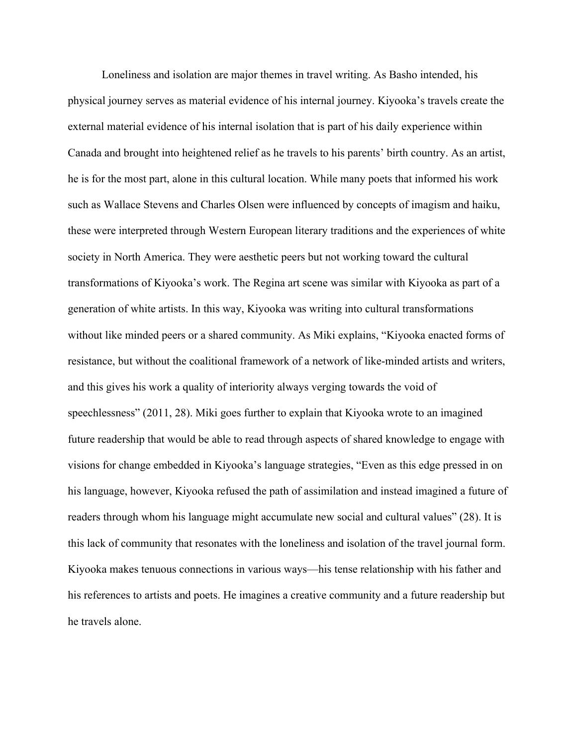Loneliness and isolation are major themes in travel writing. As Basho intended, his physical journey serves as material evidence of his internal journey. Kiyooka's travels create the external material evidence of his internal isolation that is part of his daily experience within Canada and brought into heightened relief as he travels to his parents' birth country. As an artist, he is for the most part, alone in this cultural location. While many poets that informed his work such as Wallace Stevens and Charles Olsen were influenced by concepts of imagism and haiku, these were interpreted through Western European literary traditions and the experiences of white society in North America. They were aesthetic peers but not working toward the cultural transformations of Kiyooka's work. The Regina art scene was similar with Kiyooka as part of a generation of white artists. In this way, Kiyooka was writing into cultural transformations without like minded peers or a shared community. As Miki explains, "Kiyooka enacted forms of resistance, but without the coalitional framework of a network of like-minded artists and writers, and this gives his work a quality of interiority always verging towards the void of speechlessness" (2011, 28). Miki goes further to explain that Kiyooka wrote to an imagined future readership that would be able to read through aspects of shared knowledge to engage with visions for change embedded in Kiyooka's language strategies, "Even as this edge pressed in on his language, however, Kiyooka refused the path of assimilation and instead imagined a future of readers through whom his language might accumulate new social and cultural values" (28). It is this lack of community that resonates with the loneliness and isolation of the travel journal form. Kiyooka makes tenuous connections in various ways—his tense relationship with his father and his references to artists and poets. He imagines a creative community and a future readership but he travels alone.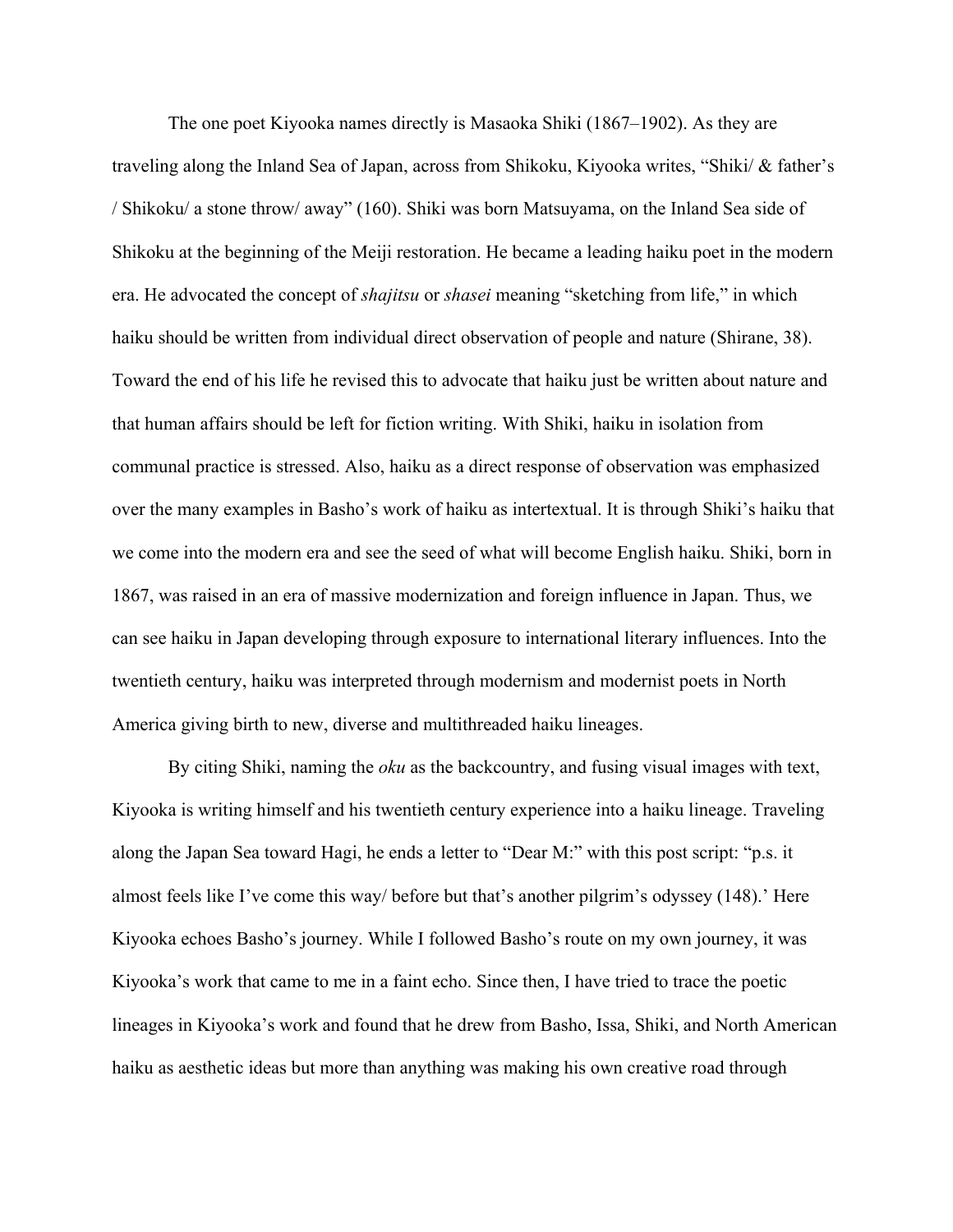The one poet Kiyooka names directly is Masaoka Shiki (1867–1902). As they are traveling along the Inland Sea of Japan, across from Shikoku, Kiyooka writes, "Shiki/ & father's / Shikoku/ a stone throw/ away" (160). Shiki was born Matsuyama, on the Inland Sea side of Shikoku at the beginning of the Meiji restoration. He became a leading haiku poet in the modern era. He advocated the concept of *shajitsu* or *shasei* meaning "sketching from life," in which haiku should be written from individual direct observation of people and nature (Shirane, 38). Toward the end of his life he revised this to advocate that haiku just be written about nature and that human affairs should be left for fiction writing. With Shiki, haiku in isolation from communal practice is stressed. Also, haiku as a direct response of observation was emphasized over the many examples in Basho's work of haiku as intertextual. It is through Shiki's haiku that we come into the modern era and see the seed of what will become English haiku. Shiki, born in 1867, was raised in an era of massive modernization and foreign influence in Japan. Thus, we can see haiku in Japan developing through exposure to international literary influences. Into the twentieth century, haiku was interpreted through modernism and modernist poets in North America giving birth to new, diverse and multithreaded haiku lineages.

By citing Shiki, naming the *oku* as the backcountry, and fusing visual images with text, Kiyooka is writing himself and his twentieth century experience into a haiku lineage. Traveling along the Japan Sea toward Hagi, he ends a letter to "Dear M:" with this post script: "p.s. it almost feels like I've come this way/ before but that's another pilgrim's odyssey (148).' Here Kiyooka echoes Basho's journey. While I followed Basho's route on my own journey, it was Kiyooka's work that came to me in a faint echo. Since then, I have tried to trace the poetic lineages in Kiyooka's work and found that he drew from Basho, Issa, Shiki, and North American haiku as aesthetic ideas but more than anything was making his own creative road through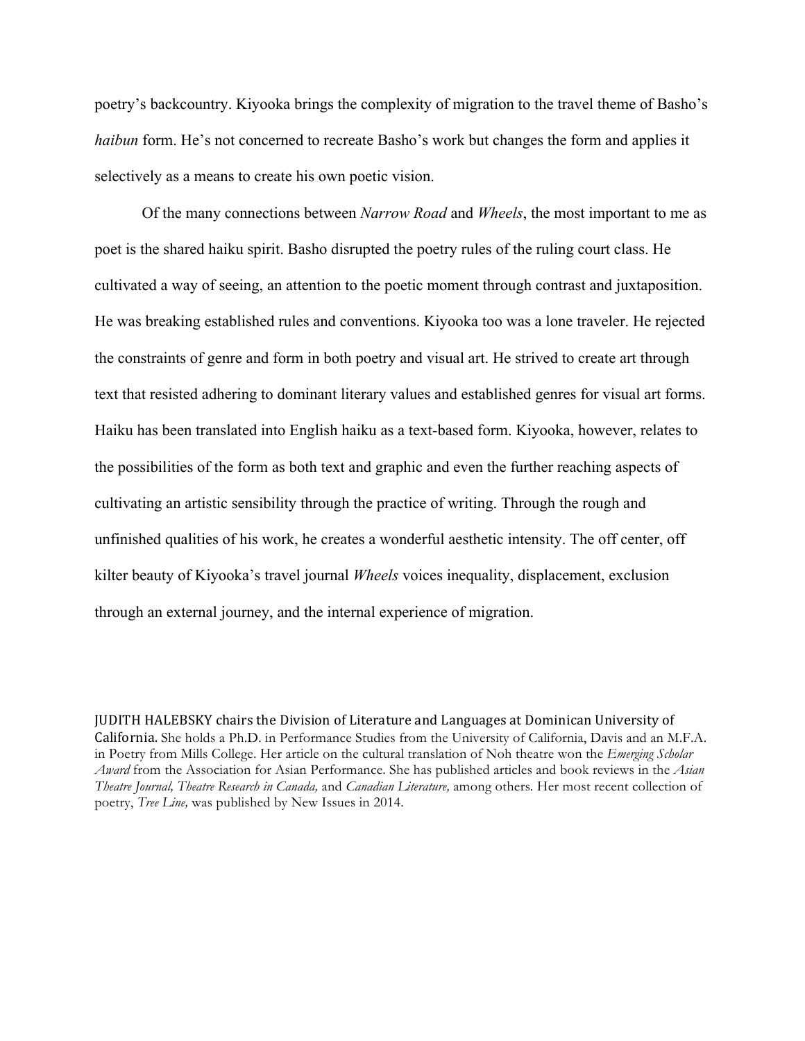poetry's backcountry. Kiyooka brings the complexity of migration to the travel theme of Basho's *haibun* form. He's not concerned to recreate Basho's work but changes the form and applies it selectively as a means to create his own poetic vision.

Of the many connections between *Narrow Road* and *Wheels*, the most important to me as poet is the shared haiku spirit. Basho disrupted the poetry rules of the ruling court class. He cultivated a way of seeing, an attention to the poetic moment through contrast and juxtaposition. He was breaking established rules and conventions. Kiyooka too was a lone traveler. He rejected the constraints of genre and form in both poetry and visual art. He strived to create art through text that resisted adhering to dominant literary values and established genres for visual art forms. Haiku has been translated into English haiku as a text-based form. Kiyooka, however, relates to the possibilities of the form as both text and graphic and even the further reaching aspects of cultivating an artistic sensibility through the practice of writing. Through the rough and unfinished qualities of his work, he creates a wonderful aesthetic intensity. The off center, off kilter beauty of Kiyooka's travel journal *Wheels* voices inequality, displacement, exclusion through an external journey, and the internal experience of migration.

JUDITH HALEBSKY chairs the Division of Literature and Languages at Dominican University of California. She holds a Ph.D. in Performance Studies from the University of California, Davis and an M.F.A. in Poetry from Mills College. Her article on the cultural translation of Noh theatre won the *Emerging Scholar Award* from the Association for Asian Performance. She has published articles and book reviews in the *Asian Theatre Journal, Theatre Research in Canada,* and *Canadian Literature,* among others. Her most recent collection of poetry, *Tree Line,* was published by New Issues in 2014.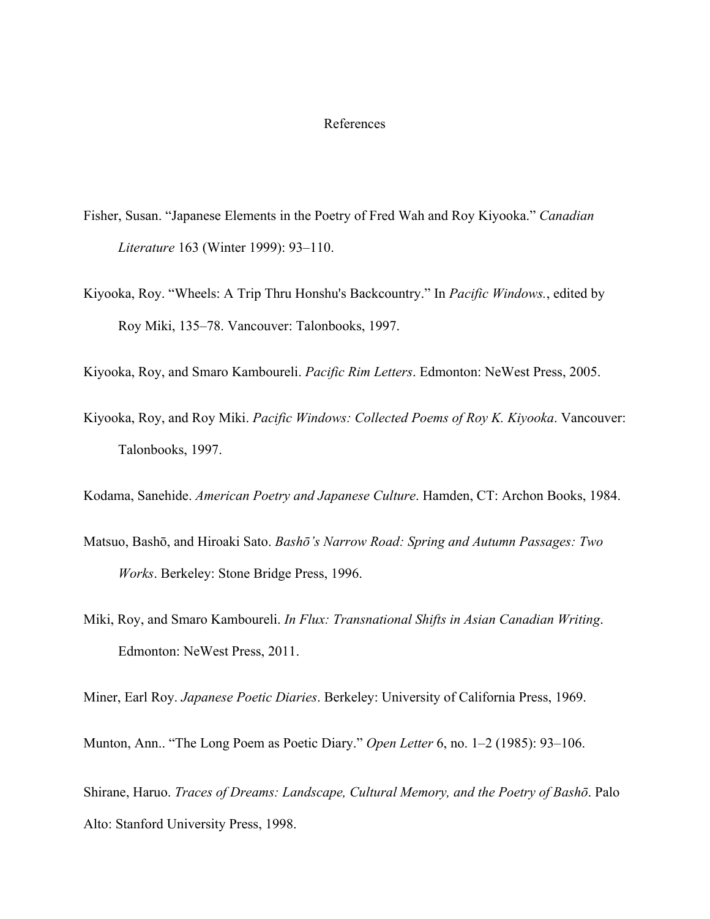# References

Fisher, Susan. "Japanese Elements in the Poetry of Fred Wah and Roy Kiyooka." *Canadian Literature* 163 (Winter 1999): 93–110.

Kiyooka, Roy. "Wheels: A Trip Thru Honshu's Backcountry." In *Pacific Windows.*, edited by Roy Miki, 135–78. Vancouver: Talonbooks, 1997.

Kiyooka, Roy, and Smaro Kamboureli. *Pacific Rim Letters*. Edmonton: NeWest Press, 2005.

Kiyooka, Roy, and Roy Miki. *Pacific Windows: Collected Poems of Roy K. Kiyooka*. Vancouver: Talonbooks, 1997.

Kodama, Sanehide. *American Poetry and Japanese Culture*. Hamden, CT: Archon Books, 1984.

Matsuo, Bashō, and Hiroaki Sato. *Bashō's Narrow Road: Spring and Autumn Passages: Two Works*. Berkeley: Stone Bridge Press, 1996.

Miki, Roy, and Smaro Kamboureli. *In Flux: Transnational Shifts in Asian Canadian Writing*. Edmonton: NeWest Press, 2011.

Miner, Earl Roy. *Japanese Poetic Diaries*. Berkeley: University of California Press, 1969.

Munton, Ann.. "The Long Poem as Poetic Diary." *Open Letter* 6, no. 1–2 (1985): 93–106.

Shirane, Haruo. *Traces of Dreams: Landscape, Cultural Memory, and the Poetry of Bashō*. Palo Alto: Stanford University Press, 1998.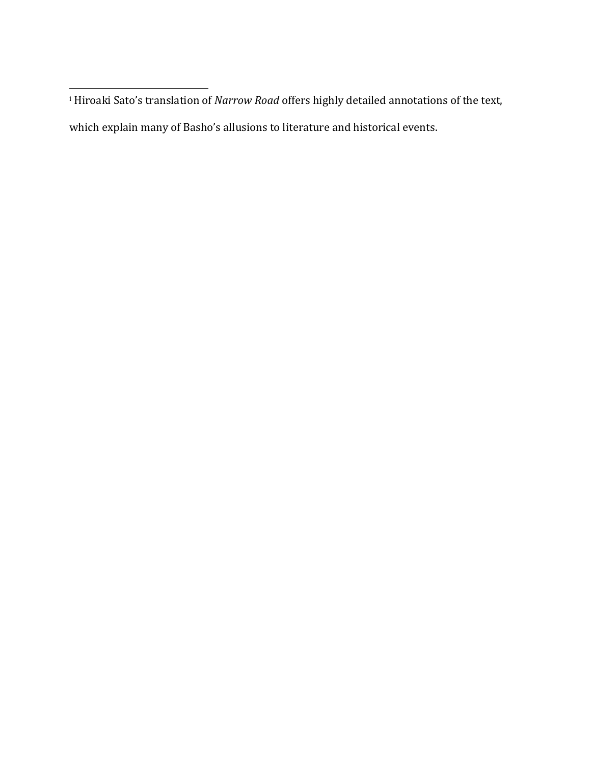[i] Hiroaki Sato's translation of *Narrow Road* offers highly detailed annotations of the text, which explain many of Basho's allusions to literature and historical events.